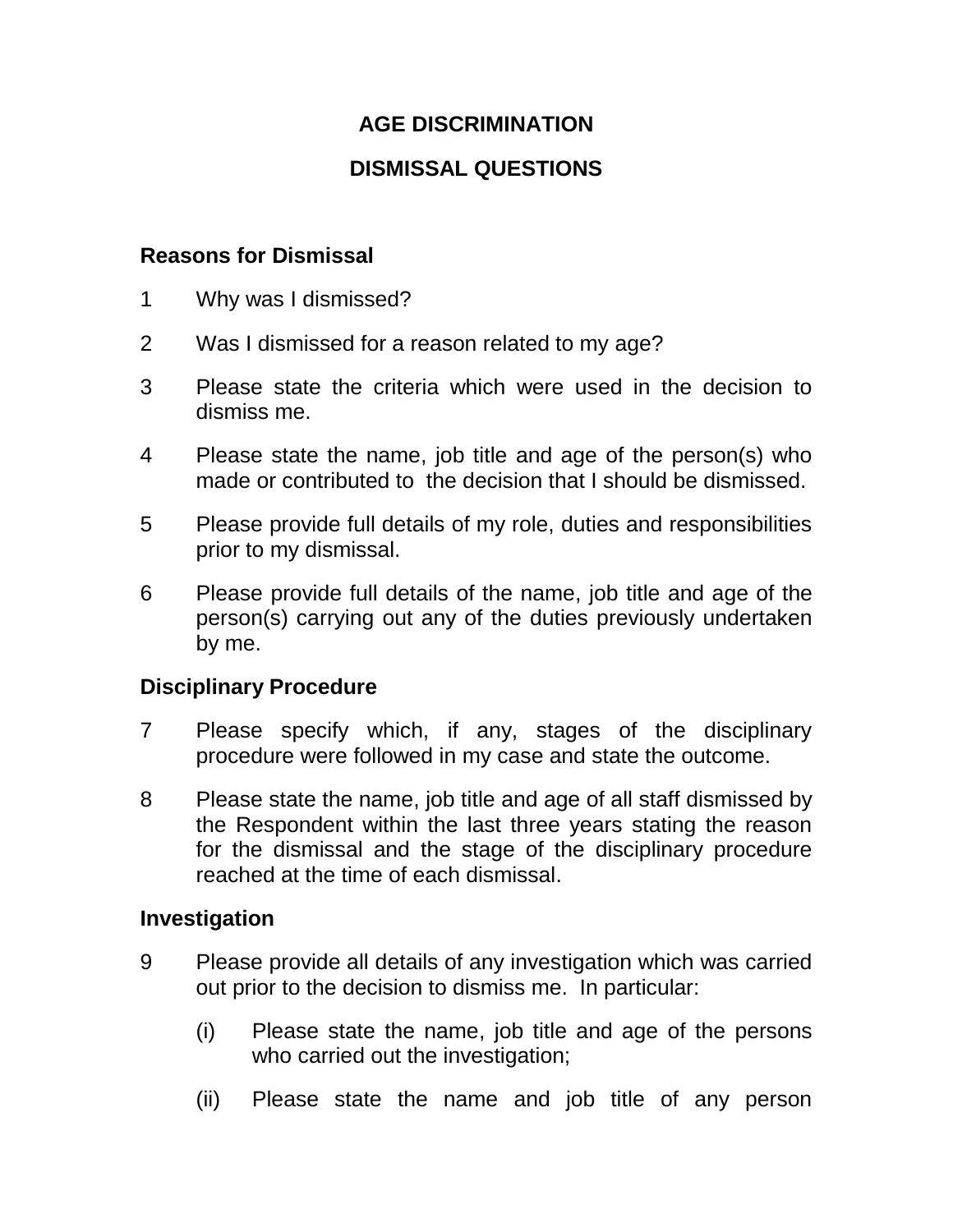# AGE DISCRIMINATION

# DISMISSAL QUESTIONS

## Reasons for Dismissal

1 Why was I dismissed?

2 Was I dismissed for a reason related to my age?

3 Please state the criteria which were used in the decision to dismiss me.

4 Please state the name, job title and age of the person(s) who made or contributed to the decision that I should be dismissed.

5 Please provide full details of my role, duties and responsibilities prior to my dismissal.

6 Please provide full details of the name, job title and age of the person(s) carrying out any of the duties previously undertaken by me.

## Disciplinary Procedure

7 Please specify which, if any, stages of the disciplinary procedure were followed in my case and state the outcome.

8 Please state the name, job title and age of all staff dismissed by the Respondent within the last three years stating the reason for the dismissal and the stage of the disciplinary procedure reached at the time of each dismissal.

## Investigation

9 Please provide all details of any investigation which was carried out prior to the decision to dismiss me. In particular:

(i) Please state the name, job title and age of the persons who carried out the investigation;

(ii) Please state the name and job title of any person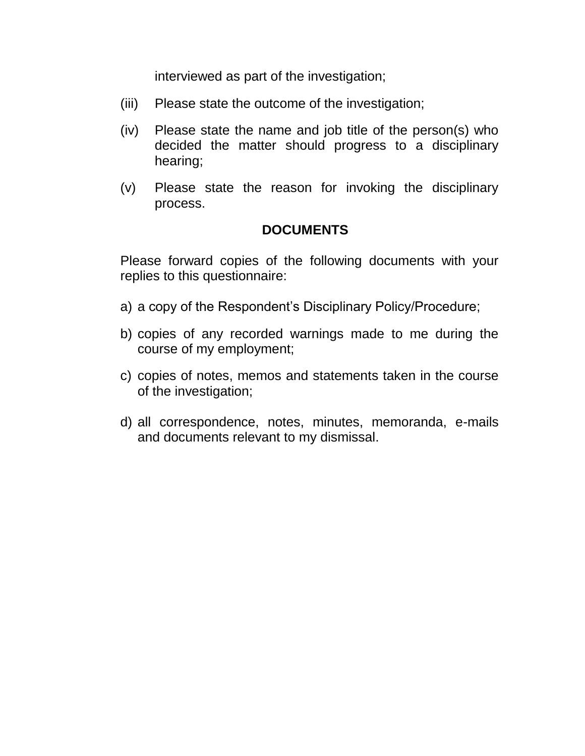interviewed as part of the investigation;

(iii) Please state the outcome of the investigation;

(iv) Please state the name and job title of the person(s) who decided the matter should progress to a disciplinary hearing;

(v) Please state the reason for invoking the disciplinary process.

**DOCUMENTS**

Please forward copies of the following documents with your replies to this questionnaire:

a) a copy of the Respondent's Disciplinary Policy/Procedure;

b) copies of any recorded warnings made to me during the course of my employment;

c) copies of notes, memos and statements taken in the course of the investigation;

d) all correspondence, notes, minutes, memoranda, e-mails and documents relevant to my dismissal.